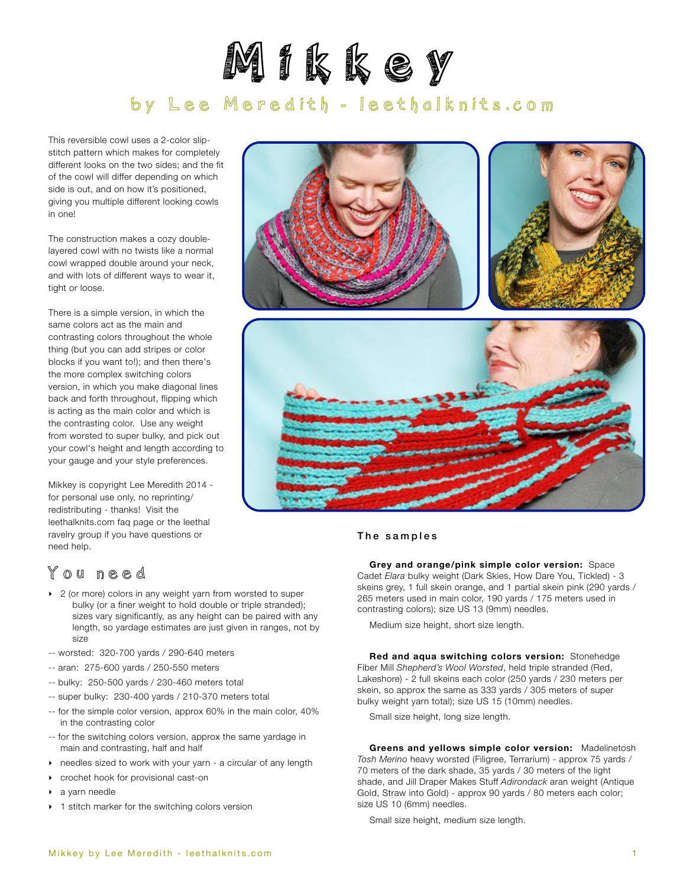# Mikkey

## by Lee Meredith - leethalknits.com

This reversible cowl uses a 2-color slip-stitch pattern which makes for completely different looks on the two sides; and the fit of the cowl will differ depending on which side is out, and on how it's positioned, giving you multiple different looking cowls in one!

The construction makes a cozy double-layered cowl with no twists like a normal cowl wrapped double around your neck, and with lots of different ways to wear it, tight or loose.

There is a simple version, in which the same colors act as the main and contrasting colors throughout the whole thing (but you can add stripes or color blocks if you want to!); and then there's the more complex switching colors version, in which you make diagonal lines back and forth throughout, flipping which is acting as the main color and which is the contrasting color. Use any weight from worsted to super bulky, and pick out your cowl's height and length according to your gauge and your style preferences.

Mikkey is copyright Lee Meredith 2014 - for personal use only, no reprinting/redistributing - thanks! Visit the leethalknits.com faq page or the leethal ravelry group if you have questions or need help.

## You need

- 2 (or more) colors in any weight yarn from worsted to super bulky (or a finer weight to hold double or triple stranded); sizes vary significantly, as any height can be paired with any length, so yardage estimates are just given in ranges, not by size

-- worsted: 320-700 yards / 290-640 meters

-- aran: 275-600 yards / 250-550 meters

-- bulky: 250-500 yards / 230-460 meters total

-- super bulky: 230-400 yards / 210-370 meters total

-- for the simple color version, approx 60% in the main color, 40% in the contrasting color

-- for the switching colors version, approx the same yardage in main and contrasting, half and half

- needles sized to work with your yarn - a circular of any length
- crochet hook for provisional cast-on
- a yarn needle
- 1 stitch marker for the switching colors version

## The samples

**Grey and orange/pink simple color version:** Space Cadet *Elara* bulky weight (Dark Skies, How Dare You, Tickled) - 3 skeins grey, 1 full skein orange, and 1 partial skein pink (290 yards / 265 meters used in main color, 190 yards / 175 meters used in contrasting colors); size US 13 (9mm) needles.

Medium size height, short size length.

**Red and aqua switching colors version:** Stonehedge Fiber Mill *Shepherd's Wool Worsted*, held triple stranded (Red, Lakeshore) - 2 full skeins each color (250 yards / 230 meters per skein, so approx the same as 333 yards / 305 meters of super bulky weight yarn total); size US 15 (10mm) needles.

Small size height, long size length.

**Greens and yellows simple color version:** Madelinetosh *Tosh Merino* heavy worsted (Filigree, Terrarium) - approx 75 yards / 70 meters of the dark shade, 35 yards / 30 meters of the light shade, and Jill Draper Makes Stuff *Adirondack* aran weight (Antique Gold, Straw into Gold) - approx 90 yards / 80 meters each color; size US 10 (6mm) needles.

Small size height, medium size length.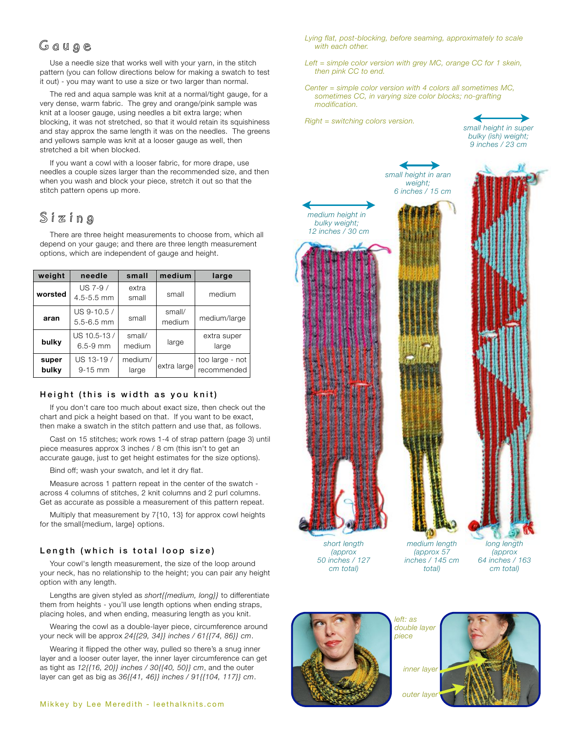## Gauge

Use a needle size that works well with your yarn, in the stitch pattern (you can follow directions below for making a swatch to test it out) - you may want to use a size or two larger than normal.

The red and aqua sample was knit at a normal/tight gauge, for a very dense, warm fabric. The grey and orange/pink sample was knit at a looser gauge, using needles a bit extra large; when blocking, it was not stretched, so that it would retain its squishiness and stay approx the same length it was on the needles. The greens and yellows sample was knit at a looser gauge as well, then stretched a bit when blocked.

If you want a cowl with a looser fabric, for more drape, use needles a couple sizes larger than the recommended size, and then when you wash and block your piece, stretch it out so that the stitch pattern opens up more.

## Sizing

There are three height measurements to choose from, which all depend on your gauge; and there are three length measurement options, which are independent of gauge and height.

| weight | needle | small | medium | large |
|---|---|---|---|---|
| worsted | US 7-9 / 4.5-5.5 mm | extra small | small | medium |
| aran | US 9-10.5 / 5.5-6.5 mm | small | small/ medium | medium/large |
| bulky | US 10.5-13 / 6.5-9 mm | small/ medium | large | extra super large |
| super bulky | US 13-19 / 9-15 mm | medium/ large | extra large | too large - not recommended |

### Height (this is width as you knit)

If you don't care too much about exact size, then check out the chart and pick a height based on that. If you want to be exact, then make a swatch in the stitch pattern and use that, as follows.

Cast on 15 stitches; work rows 1-4 of strap pattern (page 3) until piece measures approx 3 inches / 8 cm (this isn't to get an accurate gauge, just to get height estimates for the size options).

Bind off; wash your swatch, and let it dry flat.

Measure across 1 pattern repeat in the center of the swatch - across 4 columns of stitches, 2 knit columns and 2 purl columns. Get as accurate as possible a measurement of this pattern repeat.

Multiply that measurement by 7{10, 13} for approx cowl heights for the small{medium, large} options.

### Length (which is total loop size)

Your cowl's length measurement, the size of the loop around your neck, has no relationship to the height; you can pair any height option with any length.

Lengths are given styled as *short{{medium, long}}* to differentiate them from heights - you'll use length options when ending straps, placing holes, and when ending, measuring length as you knit.

Wearing the cowl as a double-layer piece, circumference around your neck will be approx *24{{29, 34}} inches / 61{{74, 86}} cm*.

Wearing it flipped the other way, pulled so there's a snug inner layer and a looser outer layer, the inner layer circumference can get as tight as *12{{16, 20}} inches / 30{{40, 50}} cm*, and the outer layer can get as big as *36{{41, 46}} inches / 91{{104, 117}} cm*.

*Lying flat, post-blocking, before seaming, approximately to scale with each other.*

*Left = simple color version with grey MC, orange CC for 1 skein, then pink CC to end.*

*Center = simple color version with 4 colors all sometimes MC, sometimes CC, in varying size color blocks; no-grafting modification.*

*Right = switching colors version.*

*small height in super bulky (ish) weight; 9 inches / 23 cm*

*small height in aran weight; 6 inches / 15 cm*

*medium height in bulky weight; 12 inches / 30 cm*

*short length (approx 50 inches / 127 cm total)*

*medium length (approx 57 inches / 145 cm total)*

*long length (approx 64 inches / 163 cm total)*

*left: as double layer piece*

*inner layer*

*outer layer*